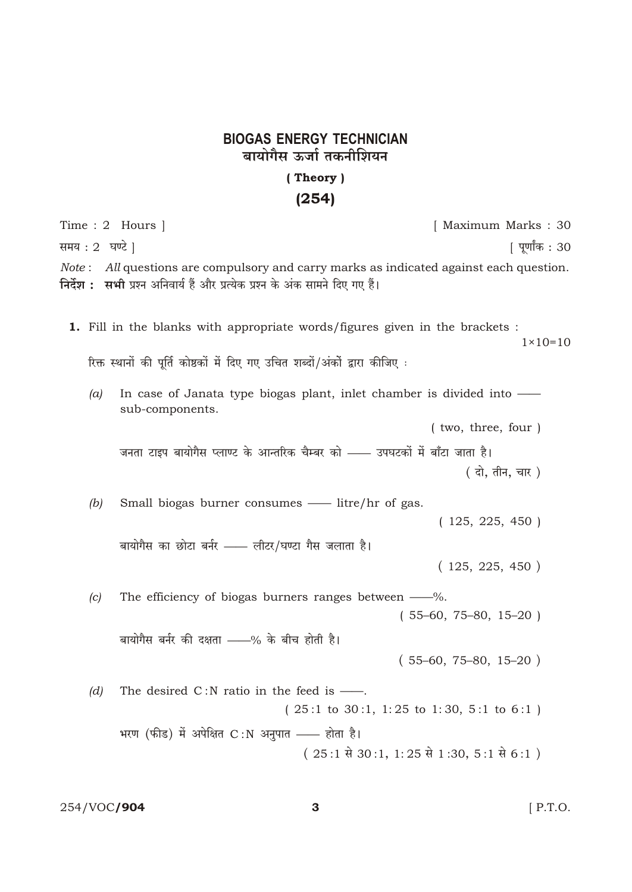# BIOGAS ENERGY TECHNICIAN
## बायोगैस ऊर्जा तकनीशियन

**( Theory )**

**(254)**

Time : 2 Hours ] [ Maximum Marks : 30

समय : 2 घण्टे ] [ पूर्णांक : 30

*Note* : *All* questions are compulsory and carry marks as indicated against each question.

**निर्देश : सभी** प्रश्न अनिवार्य हैं और प्रत्येक प्रश्न के अंक सामने दिए गए हैं।

**1.** Fill in the blanks with appropriate words/figures given in the brackets : 1×10=10

रिक्त स्थानों की पूर्ति कोष्ठकों में दिए गए उचित शब्दों/अंकों द्वारा कीजिए :

*(a)* In case of Janata type biogas plant, inlet chamber is divided into —— sub-components.

( two, three, four )

जनता टाइप बायोगैस प्लाण्ट के आन्तरिक चैम्बर को —— उपघटकों में बाँटा जाता है।

( दो, तीन, चार )

*(b)* Small biogas burner consumes —— litre/hr of gas.

( 125, 225, 450 )

बायोगैस का छोटा बर्नर —— लीटर/घण्टा गैस जलाता है।

( 125, 225, 450 )

*(c)* The efficiency of biogas burners ranges between ——%.

( 55–60, 75–80, 15–20 )

बायोगैस बर्नर की दक्षता ——% के बीच होती है।

( 55–60, 75–80, 15–20 )

*(d)* The desired C:N ratio in the feed is ——.

( 25:1 to 30:1, 1:25 to 1:30, 5:1 to 6:1 )

भरण (फीड) में अपेक्षित C:N अनुपात —— होता है।

( 25:1 से 30:1, 1:25 से 1:30, 5:1 से 6:1 )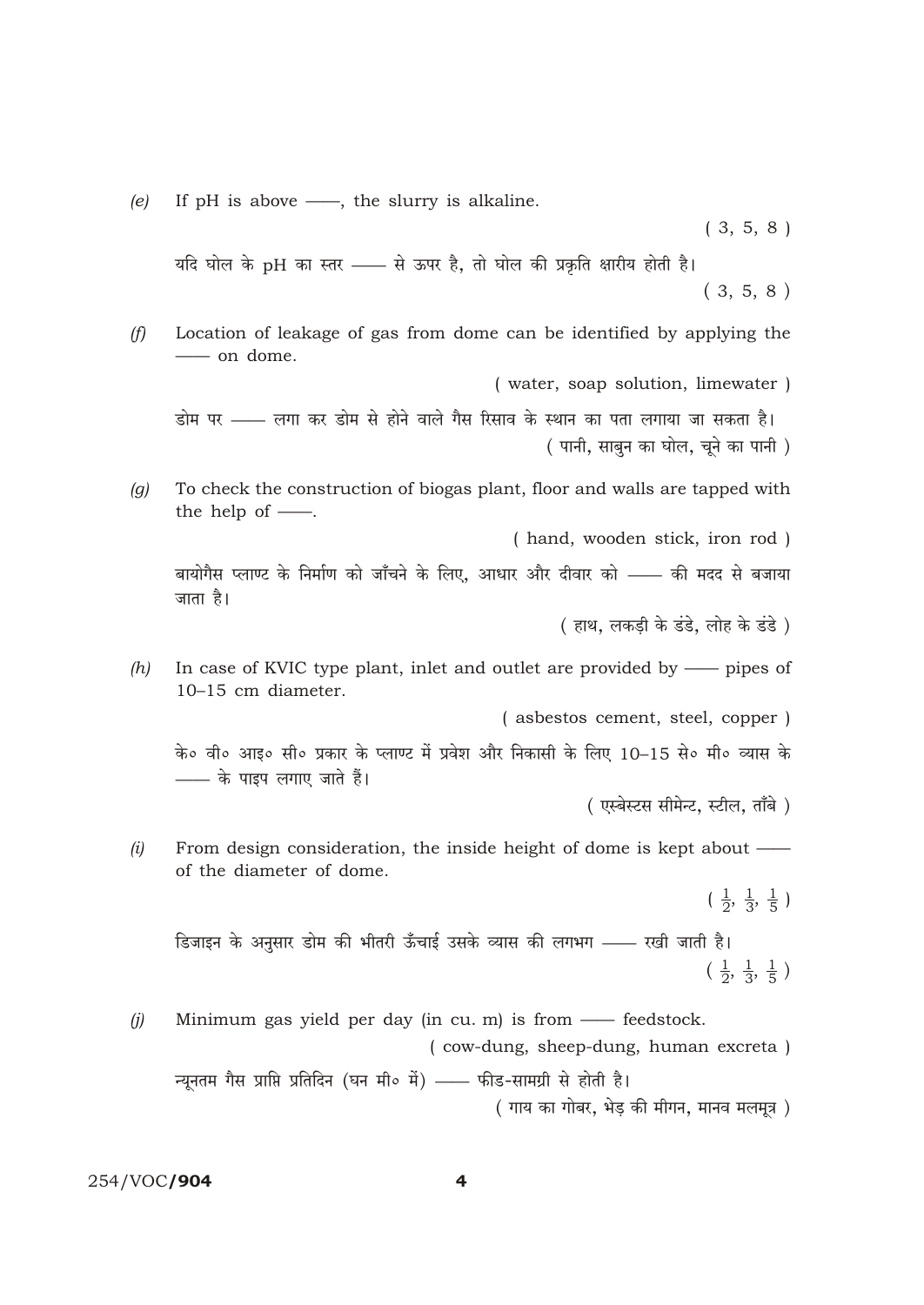*(e)* If pH is above ——, the slurry is alkaline.

( 3, 5, 8 )

यदि घोल के pH का स्तर —— से ऊपर है, तो घोल की प्रकृति क्षारीय होती है।

( 3, 5, 8 )

*(f)* Location of leakage of gas from dome can be identified by applying the —— on dome.

( water, soap solution, limewater )

डोम पर —— लगा कर डोम से होने वाले गैस रिसाव के स्थान का पता लगाया जा सकता है।

( पानी, साबुन का घोल, चूने का पानी )

*(g)* To check the construction of biogas plant, floor and walls are tapped with the help of ——.

( hand, wooden stick, iron rod )

बायोगैस प्लाण्ट के निर्माण को जाँचने के लिए, आधार और दीवार को —— की मदद से बजाया जाता है।

( हाथ, लकड़ी के डंडे, लोह के डंडे )

*(h)* In case of KVIC type plant, inlet and outlet are provided by —— pipes of 10–15 cm diameter.

( asbestos cement, steel, copper )

के॰ वी॰ आइ॰ सी॰ प्रकार के प्लाण्ट में प्रवेश और निकासी के लिए 10–15 से॰ मी॰ व्यास के —— के पाइप लगाए जाते हैं।

( एस्बेस्टस सीमेन्ट, स्टील, ताँबे )

*(i)* From design consideration, the inside height of dome is kept about —— of the diameter of dome.

( $\frac{1}{2}$, $\frac{1}{3}$, $\frac{1}{5}$ )

डिजाइन के अनुसार डोम की भीतरी ऊँचाई उसके व्यास की लगभग —— रखी जाती है।

( $\frac{1}{2}$, $\frac{1}{3}$, $\frac{1}{5}$ )

*(j)* Minimum gas yield per day (in cu. m) is from —— feedstock.

( cow-dung, sheep-dung, human excreta )

न्यूनतम गैस प्राप्ति प्रतिदिन (घन मी॰ में) —— फीड-सामग्री से होती है।

( गाय का गोबर, भेड़ की मीगन, मानव मलमूत्र )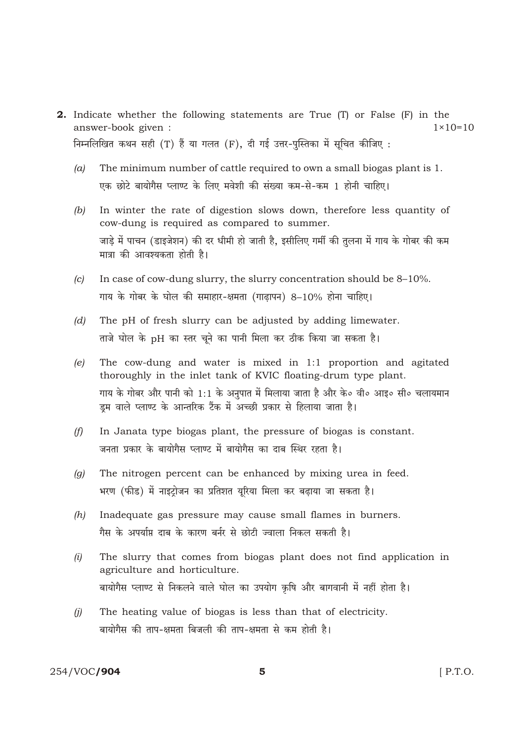**2.** Indicate whether the following statements are True (T) or False (F) in the answer-book given : 1×10=10

निम्नलिखित कथन सही (T) हैं या गलत (F), दी गई उत्तर-पुस्तिका में सूचित कीजिए :

*(a)* The minimum number of cattle required to own a small biogas plant is 1.

एक छोटे बायोगैस प्लाण्ट के लिए मवेशी की संख्या कम-से-कम 1 होनी चाहिए।

*(b)* In winter the rate of digestion slows down, therefore less quantity of cow-dung is required as compared to summer.

जाड़े में पाचन (डाइजेशन) की दर धीमी हो जाती है, इसीलिए गर्मी की तुलना में गाय के गोबर की कम मात्रा की आवश्यकता होती है।

*(c)* In case of cow-dung slurry, the slurry concentration should be 8–10%.

गाय के गोबर के घोल की समाहार-क्षमता (गाढ़ापन) 8–10% होना चाहिए।

*(d)* The pH of fresh slurry can be adjusted by adding limewater.

ताजे घोल के pH का स्तर चूने का पानी मिला कर ठीक किया जा सकता है।

*(e)* The cow-dung and water is mixed in 1:1 proportion and agitated thoroughly in the inlet tank of KVIC floating-drum type plant.

गाय के गोबर और पानी को 1:1 के अनुपात में मिलाया जाता है और के० वी० आइ० सी० चलायमान ड्रम वाले प्लाण्ट के आन्तरिक टैंक में अच्छी प्रकार से हिलाया जाता है।

*(f)* In Janata type biogas plant, the pressure of biogas is constant.

जनता प्रकार के बायोगैस प्लाण्ट में बायोगैस का दाब स्थिर रहता है।

*(g)* The nitrogen percent can be enhanced by mixing urea in feed.

भरण (फीड) में नाइट्रोजन का प्रतिशत यूरिया मिला कर बढ़ाया जा सकता है।

*(h)* Inadequate gas pressure may cause small flames in burners.

गैस के अपर्याप्त दाब के कारण बर्नर से छोटी ज्वाला निकल सकती है।

*(i)* The slurry that comes from biogas plant does not find application in agriculture and horticulture.

बायोगैस प्लाण्ट से निकलने वाले घोल का उपयोग कृषि और बागवानी में नहीं होता है।

*(j)* The heating value of biogas is less than that of electricity.

बायोगैस की ताप-क्षमता बिजली की ताप-क्षमता से कम होती है।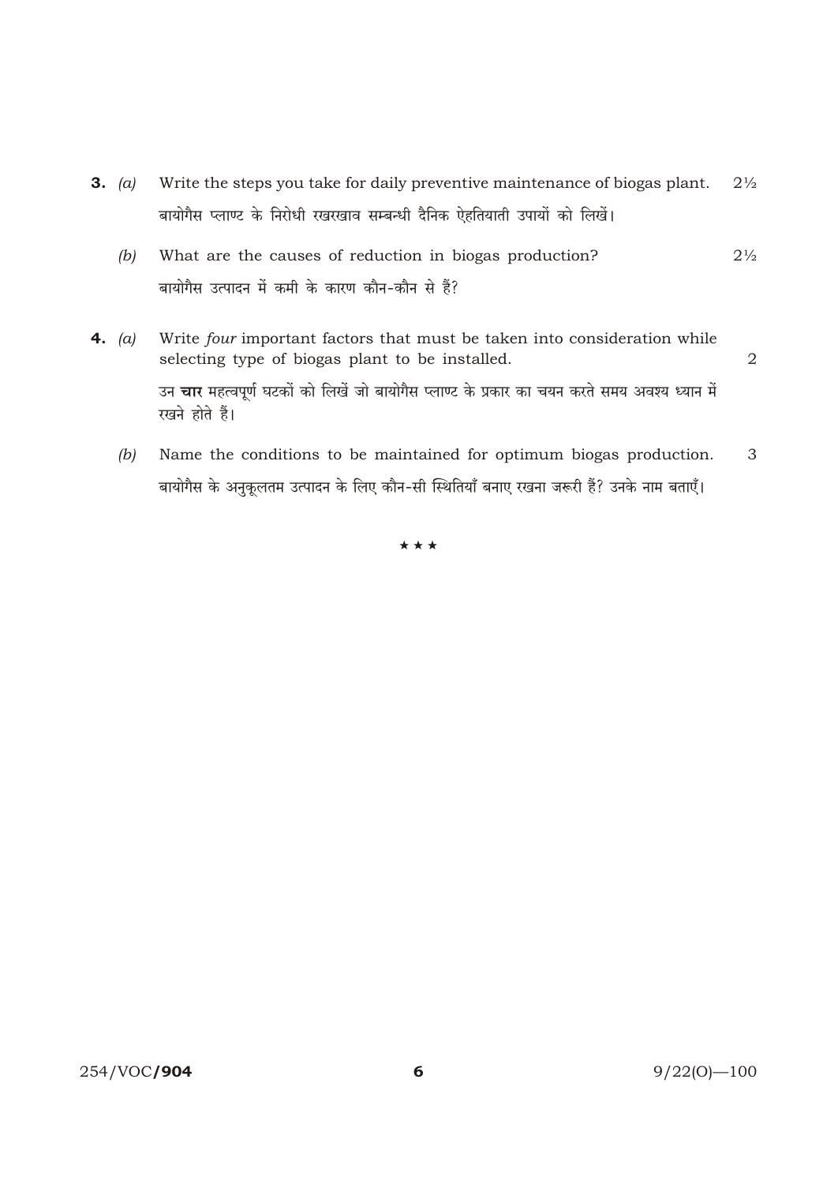**3.** *(a)* Write the steps you take for daily preventive maintenance of biogas plant. 2½

बायोगैस प्लाण्ट के निरोधी रखरखाव सम्बन्धी दैनिक ऐहतियाती उपायों को लिखें।

*(b)* What are the causes of reduction in biogas production? 2½

बायोगैस उत्पादन में कमी के कारण कौन-कौन से हैं?

**4.** *(a)* Write *four* important factors that must be taken into consideration while selecting type of biogas plant to be installed. 2

उन **चार** महत्वपूर्ण घटकों को लिखें जो बायोगैस प्लाण्ट के प्रकार का चयन करते समय अवश्य ध्यान में रखने होते हैं।

*(b)* Name the conditions to be maintained for optimum biogas production. 3

बायोगैस के अनुकूलतम उत्पादन के लिए कौन-सी स्थितियाँ बनाए रखना जरूरी हैं? उनके नाम बताएँ।

★ ★ ★